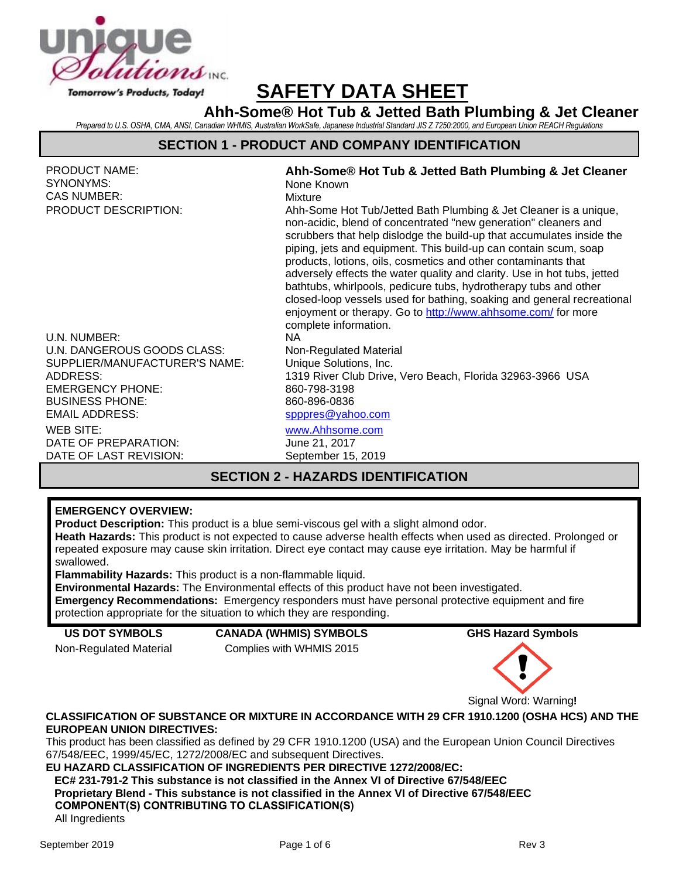# SAFETY DATA SHEET

## Ahh-Some® Hot Tub & Jetted Bath Plumbing & Jet Cleaner

*Prepared to U.S. OSHA, CMA, ANSI, Canadian WHMIS, Australian WorkSafe, Japanese Industrial Standard JIS Z 7250:2000, and European Union REACH Regulations*

## SECTION 1 - PRODUCT AND COMPANY IDENTIFICATION

| | |
|---|---|
| PRODUCT NAME: | **Ahh-Some® Hot Tub & Jetted Bath Plumbing & Jet Cleaner** |
| SYNONYMS: | None Known |
| CAS NUMBER: | Mixture |
| PRODUCT DESCRIPTION: | Ahh-Some Hot Tub/Jetted Bath Plumbing & Jet Cleaner is a unique, non-acidic, blend of concentrated "new generation" cleaners and scrubbers that help dislodge the build-up that accumulates inside the piping, jets and equipment. This build-up can contain scum, soap products, lotions, oils, cosmetics and other contaminants that adversely effects the water quality and clarity. Use in hot tubs, jetted bathtubs, whirlpools, pedicure tubs, hydrotherapy tubs and other closed-loop vessels used for bathing, soaking and general recreational enjoyment or therapy. Go to http://www.ahhsome.com/ for more complete information. |
| U.N. NUMBER: | NA |
| U.N. DANGEROUS GOODS CLASS: | Non-Regulated Material |
| SUPPLIER/MANUFACTURER'S NAME: | Unique Solutions, Inc. |
| ADDRESS: | 1319 River Club Drive, Vero Beach, Florida 32963-3966 USA |
| EMERGENCY PHONE: | 860-798-3198 |
| BUSINESS PHONE: | 860-896-0836 |
| EMAIL ADDRESS: | spppres@yahoo.com |
| WEB SITE: | www.Ahhsome.com |
| DATE OF PREPARATION: | June 21, 2017 |
| DATE OF LAST REVISION: | September 15, 2019 |

## SECTION 2 - HAZARDS IDENTIFICATION

**EMERGENCY OVERVIEW:**

**Product Description:** This product is a blue semi-viscous gel with a slight almond odor.

**Heath Hazards:** This product is not expected to cause adverse health effects when used as directed. Prolonged or repeated exposure may cause skin irritation. Direct eye contact may cause eye irritation. May be harmful if swallowed.

**Flammability Hazards:** This product is a non-flammable liquid.

**Environmental Hazards:** The Environmental effects of this product have not been investigated.

**Emergency Recommendations:** Emergency responders must have personal protective equipment and fire protection appropriate for the situation to which they are responding.

| US DOT SYMBOLS | CANADA (WHMIS) SYMBOLS | GHS Hazard Symbols |
|---|---|---|
| Non-Regulated Material | Complies with WHMIS 2015 | Signal Word: Warning**!** |

**CLASSIFICATION OF SUBSTANCE OR MIXTURE IN ACCORDANCE WITH 29 CFR 1910.1200 (OSHA HCS) AND THE EUROPEAN UNION DIRECTIVES:**

This product has been classified as defined by 29 CFR 1910.1200 (USA) and the European Union Council Directives 67/548/EEC, 1999/45/EC, 1272/2008/EC and subsequent Directives.

**EU HAZARD CLASSIFICATION OF INGREDIENTS PER DIRECTIVE 1272/2008/EC:**

**EC# 231-791-2 This substance is not classified in the Annex VI of Directive 67/548/EEC**

**Proprietary Blend - This substance is not classified in the Annex VI of Directive 67/548/EEC**

**COMPONENT(S) CONTRIBUTING TO CLASSIFICATION(S)**

All Ingredients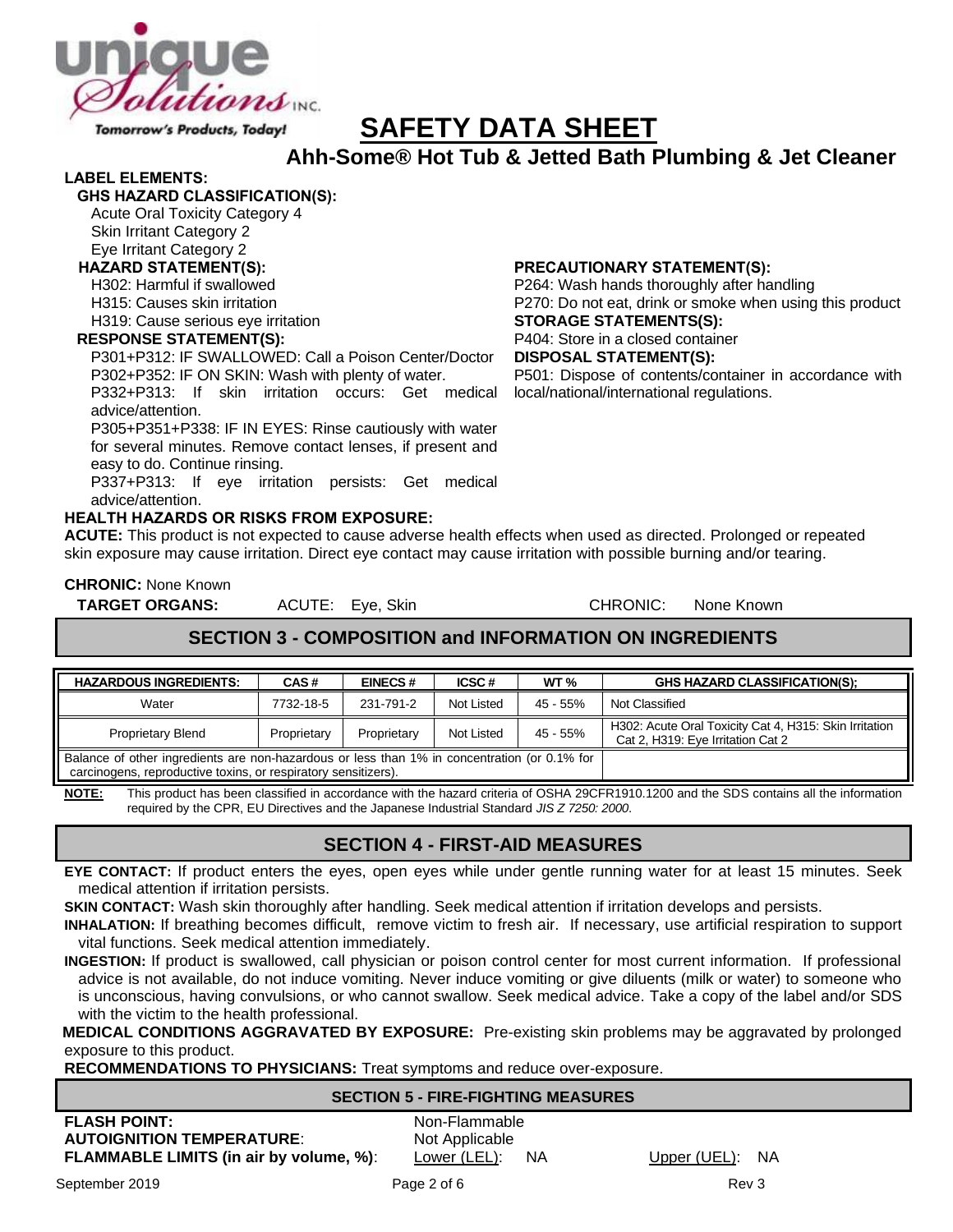# SAFETY DATA SHEET

## Ahh-Some® Hot Tub & Jetted Bath Plumbing & Jet Cleaner

**LABEL ELEMENTS:**

**GHS HAZARD CLASSIFICATION(S):**

Acute Oral Toxicity Category 4
Skin Irritant Category 2
Eye Irritant Category 2

**HAZARD STATEMENT(S):**

H302: Harmful if swallowed
H315: Causes skin irritation
H319: Cause serious eye irritation

**RESPONSE STATEMENT(S):**

P301+P312: IF SWALLOWED: Call a Poison Center/Doctor
P302+P352: IF ON SKIN: Wash with plenty of water.
P332+P313: If skin irritation occurs: Get medical advice/attention.
P305+P351+P338: IF IN EYES: Rinse cautiously with water for several minutes. Remove contact lenses, if present and easy to do. Continue rinsing.
P337+P313: If eye irritation persists: Get medical advice/attention.

**PRECAUTIONARY STATEMENT(S):**

P264: Wash hands thoroughly after handling
P270: Do not eat, drink or smoke when using this product

**STORAGE STATEMENTS(S):**

P404: Store in a closed container

**DISPOSAL STATEMENT(S):**

P501: Dispose of contents/container in accordance with local/national/international regulations.

**HEALTH HAZARDS OR RISKS FROM EXPOSURE:**

**ACUTE:** This product is not expected to cause adverse health effects when used as directed. Prolonged or repeated skin exposure may cause irritation. Direct eye contact may cause irritation with possible burning and/or tearing.

**CHRONIC:** None Known

**TARGET ORGANS:** ACUTE: Eye, Skin CHRONIC: None Known

## SECTION 3 - COMPOSITION and INFORMATION ON INGREDIENTS

| HAZARDOUS INGREDIENTS: | CAS # | EINECS # | ICSC # | WT % | GHS HAZARD CLASSIFICATION(S); |
|---|---|---|---|---|---|
| Water | 7732-18-5 | 231-791-2 | Not Listed | 45 - 55% | Not Classified |
| Proprietary Blend | Proprietary | Proprietary | Not Listed | 45 - 55% | H302: Acute Oral Toxicity Cat 4, H315: Skin Irritation Cat 2, H319: Eye Irritation Cat 2 |
| Balance of other ingredients are non-hazardous or less than 1% in concentration (or 0.1% for carcinogens, reproductive toxins, or respiratory sensitizers). | | | | | |

**NOTE:** This product has been classified in accordance with the hazard criteria of OSHA 29CFR1910.1200 and the SDS contains all the information required by the CPR, EU Directives and the Japanese Industrial Standard *JIS Z 7250: 2000.*

## SECTION 4 - FIRST-AID MEASURES

**EYE CONTACT:** If product enters the eyes, open eyes while under gentle running water for at least 15 minutes. Seek medical attention if irritation persists.

**SKIN CONTACT:** Wash skin thoroughly after handling. Seek medical attention if irritation develops and persists.

**INHALATION:** If breathing becomes difficult, remove victim to fresh air. If necessary, use artificial respiration to support vital functions. Seek medical attention immediately.

**INGESTION:** If product is swallowed, call physician or poison control center for most current information. If professional advice is not available, do not induce vomiting. Never induce vomiting or give diluents (milk or water) to someone who is unconscious, having convulsions, or who cannot swallow. Seek medical advice. Take a copy of the label and/or SDS with the victim to the health professional.

**MEDICAL CONDITIONS AGGRAVATED BY EXPOSURE:** Pre-existing skin problems may be aggravated by prolonged exposure to this product.

**RECOMMENDATIONS TO PHYSICIANS:** Treat symptoms and reduce over-exposure.

## SECTION 5 - FIRE-FIGHTING MEASURES

**FLASH POINT:** Non-Flammable
**AUTOIGNITION TEMPERATURE**: Not Applicable
**FLAMMABLE LIMITS (in air by volume, %)**: Lower (LEL): NA Upper (UEL): NA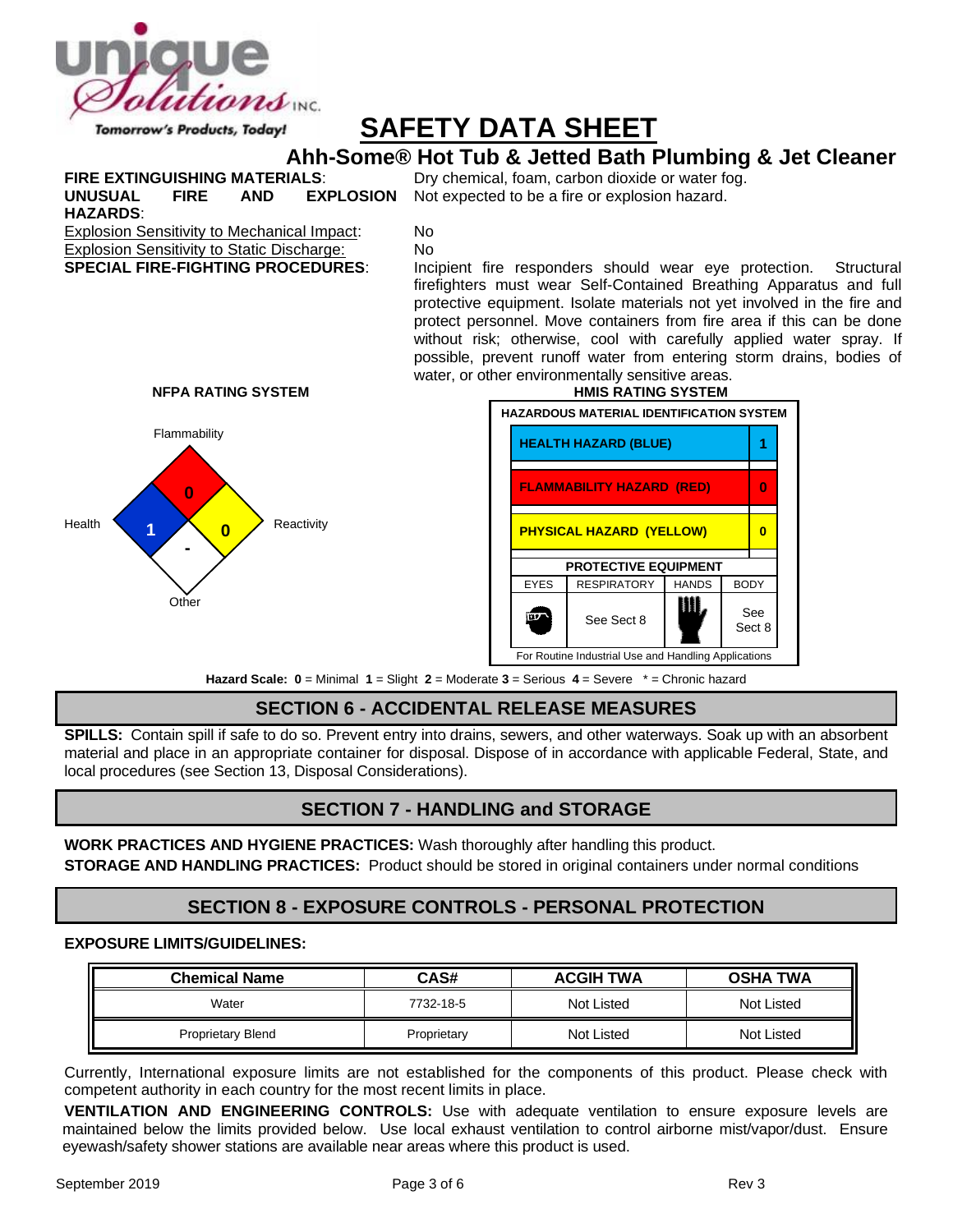# SAFETY DATA SHEET

## Ahh-Some® Hot Tub & Jetted Bath Plumbing & Jet Cleaner

**FIRE EXTINGUISHING MATERIALS**: Dry chemical, foam, carbon dioxide or water fog.

**UNUSUAL FIRE AND EXPLOSION HAZARDS**: Not expected to be a fire or explosion hazard.

Explosion Sensitivity to Mechanical Impact: No

Explosion Sensitivity to Static Discharge: No

**SPECIAL FIRE-FIGHTING PROCEDURES**: Incipient fire responders should wear eye protection. Structural firefighters must wear Self-Contained Breathing Apparatus and full protective equipment. Isolate materials not yet involved in the fire and protect personnel. Move containers from fire area if this can be done without risk; otherwise, cool with carefully applied water spray. If possible, prevent runoff water from entering storm drains, bodies of water, or other environmentally sensitive areas.

**NFPA RATING SYSTEM**

| Health | Flammability | Reactivity | Other |
|---|---|---|---|
| 1 | 0 | 0 | - |

**HMIS RATING SYSTEM**

| HAZARDOUS MATERIAL IDENTIFICATION SYSTEM | |
|---|---|
| HEALTH HAZARD (BLUE) | 1 |
| FLAMMABILITY HAZARD (RED) | 0 |
| PHYSICAL HAZARD (YELLOW) | 0 |

| PROTECTIVE EQUIPMENT | | | |
|---|---|---|---|
| EYES | RESPIRATORY | HANDS | BODY |
| | See Sect 8 | | See Sect 8 |

For Routine Industrial Use and Handling Applications

**Hazard Scale: 0** = Minimal **1** = Slight **2** = Moderate **3** = Serious **4** = Severe * = Chronic hazard

## SECTION 6 - ACCIDENTAL RELEASE MEASURES

**SPILLS:** Contain spill if safe to do so. Prevent entry into drains, sewers, and other waterways. Soak up with an absorbent material and place in an appropriate container for disposal. Dispose of in accordance with applicable Federal, State, and local procedures (see Section 13, Disposal Considerations).

## SECTION 7 - HANDLING and STORAGE

**WORK PRACTICES AND HYGIENE PRACTICES:** Wash thoroughly after handling this product.

**STORAGE AND HANDLING PRACTICES:** Product should be stored in original containers under normal conditions

## SECTION 8 - EXPOSURE CONTROLS - PERSONAL PROTECTION

**EXPOSURE LIMITS/GUIDELINES:**

| Chemical Name | CAS# | ACGIH TWA | OSHA TWA |
|---|---|---|---|
| Water | 7732-18-5 | Not Listed | Not Listed |
| Proprietary Blend | Proprietary | Not Listed | Not Listed |

Currently, International exposure limits are not established for the components of this product. Please check with competent authority in each country for the most recent limits in place.

**VENTILATION AND ENGINEERING CONTROLS:** Use with adequate ventilation to ensure exposure levels are maintained below the limits provided below. Use local exhaust ventilation to control airborne mist/vapor/dust. Ensure eyewash/safety shower stations are available near areas where this product is used.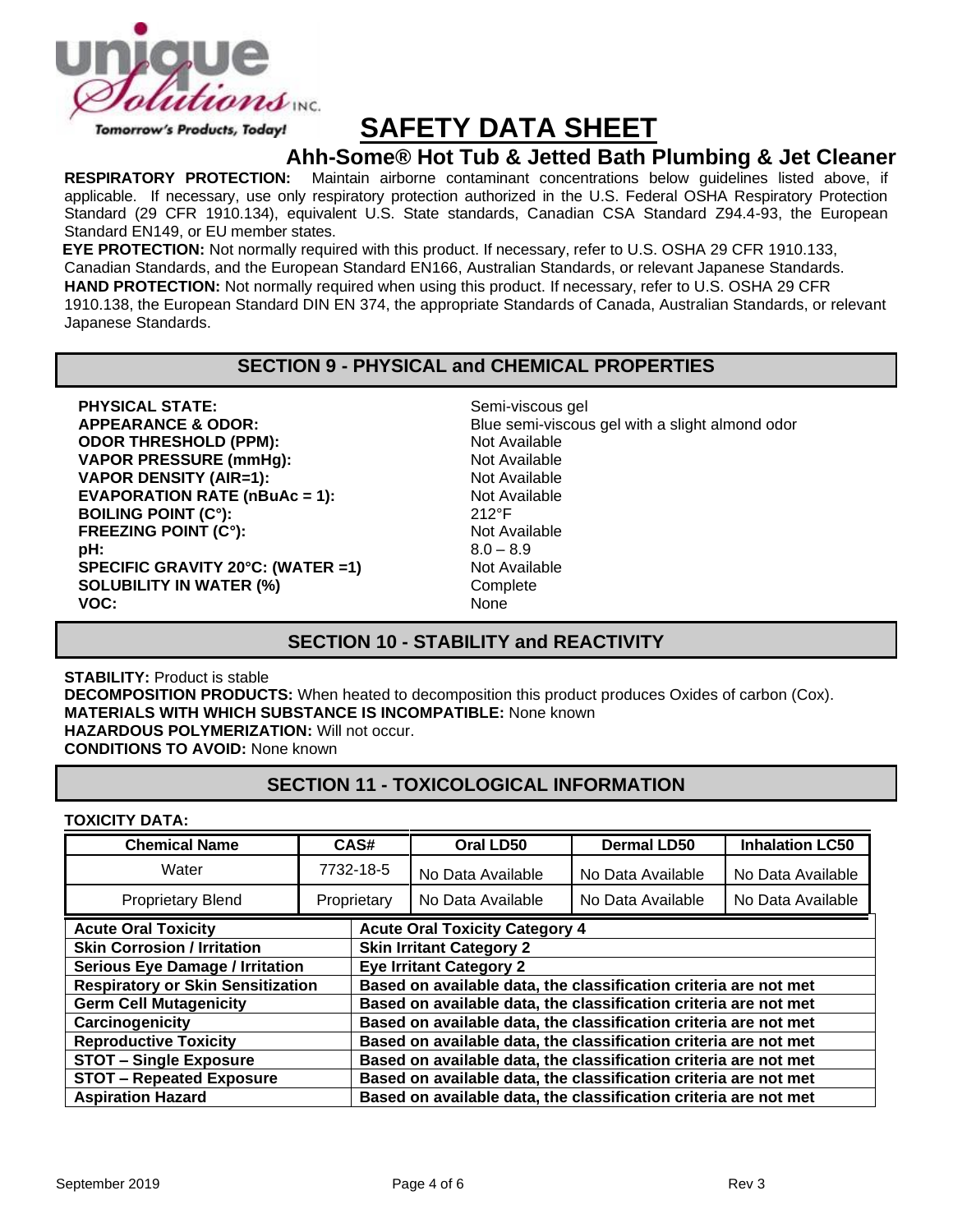# SAFETY DATA SHEET

## Ahh-Some® Hot Tub & Jetted Bath Plumbing & Jet Cleaner

**RESPIRATORY PROTECTION:** Maintain airborne contaminant concentrations below guidelines listed above, if applicable. If necessary, use only respiratory protection authorized in the U.S. Federal OSHA Respiratory Protection Standard (29 CFR 1910.134), equivalent U.S. State standards, Canadian CSA Standard Z94.4-93, the European Standard EN149, or EU member states.

**EYE PROTECTION:** Not normally required with this product. If necessary, refer to U.S. OSHA 29 CFR 1910.133, Canadian Standards, and the European Standard EN166, Australian Standards, or relevant Japanese Standards.

**HAND PROTECTION:** Not normally required when using this product. If necessary, refer to U.S. OSHA 29 CFR 1910.138, the European Standard DIN EN 374, the appropriate Standards of Canada, Australian Standards, or relevant Japanese Standards.

## SECTION 9 - PHYSICAL and CHEMICAL PROPERTIES

**PHYSICAL STATE:** Semi-viscous gel
**APPEARANCE & ODOR:** Blue semi-viscous gel with a slight almond odor
**ODOR THRESHOLD (PPM):** Not Available
**VAPOR PRESSURE (mmHg):** Not Available
**VAPOR DENSITY (AIR=1):** Not Available
**EVAPORATION RATE (nBuAc = 1):** Not Available
**BOILING POINT (C°):** 212°F
**FREEZING POINT (C°):** Not Available
**pH:** 8.0 – 8.9
**SPECIFIC GRAVITY 20°C: (WATER =1)** Not Available
**SOLUBILITY IN WATER (%)** Complete
**VOC:** None

## SECTION 10 - STABILITY and REACTIVITY

**STABILITY:** Product is stable
**DECOMPOSITION PRODUCTS:** When heated to decomposition this product produces Oxides of carbon (Cox).
**MATERIALS WITH WHICH SUBSTANCE IS INCOMPATIBLE:** None known
**HAZARDOUS POLYMERIZATION:** Will not occur.
**CONDITIONS TO AVOID:** None known

## SECTION 11 - TOXICOLOGICAL INFORMATION

**TOXICITY DATA:**

| Chemical Name | CAS# | Oral LD50 | Dermal LD50 | Inhalation LC50 |
|---|---|---|---|---|
| Water | 7732-18-5 | No Data Available | No Data Available | No Data Available |
| Proprietary Blend | Proprietary | No Data Available | No Data Available | No Data Available |

| | |
|---|---|
| **Acute Oral Toxicity** | **Acute Oral Toxicity Category 4** |
| **Skin Corrosion / Irritation** | **Skin Irritant Category 2** |
| **Serious Eye Damage / Irritation** | **Eye Irritant Category 2** |
| **Respiratory or Skin Sensitization** | **Based on available data, the classification criteria are not met** |
| **Germ Cell Mutagenicity** | **Based on available data, the classification criteria are not met** |
| **Carcinogenicity** | **Based on available data, the classification criteria are not met** |
| **Reproductive Toxicity** | **Based on available data, the classification criteria are not met** |
| **STOT – Single Exposure** | **Based on available data, the classification criteria are not met** |
| **STOT – Repeated Exposure** | **Based on available data, the classification criteria are not met** |
| **Aspiration Hazard** | **Based on available data, the classification criteria are not met** |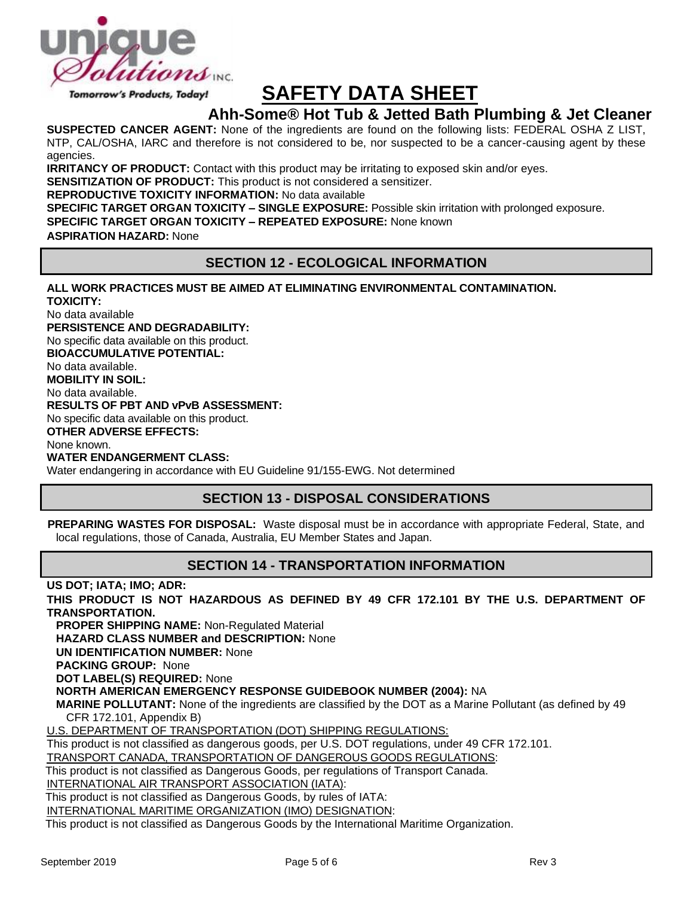# SAFETY DATA SHEET

## Ahh-Some® Hot Tub & Jetted Bath Plumbing & Jet Cleaner

**SUSPECTED CANCER AGENT:** None of the ingredients are found on the following lists: FEDERAL OSHA Z LIST, NTP, CAL/OSHA, IARC and therefore is not considered to be, nor suspected to be a cancer-causing agent by these agencies.

**IRRITANCY OF PRODUCT:** Contact with this product may be irritating to exposed skin and/or eyes.

**SENSITIZATION OF PRODUCT:** This product is not considered a sensitizer.

**REPRODUCTIVE TOXICITY INFORMATION:** No data available

**SPECIFIC TARGET ORGAN TOXICITY – SINGLE EXPOSURE:** Possible skin irritation with prolonged exposure.

**SPECIFIC TARGET ORGAN TOXICITY – REPEATED EXPOSURE:** None known

**ASPIRATION HAZARD:** None

## SECTION 12 - ECOLOGICAL INFORMATION

**ALL WORK PRACTICES MUST BE AIMED AT ELIMINATING ENVIRONMENTAL CONTAMINATION.**

**TOXICITY:**
No data available

**PERSISTENCE AND DEGRADABILITY:**
No specific data available on this product.

**BIOACCUMULATIVE POTENTIAL:**
No data available.

**MOBILITY IN SOIL:**
No data available.

**RESULTS OF PBT AND vPvB ASSESSMENT:**
No specific data available on this product.

**OTHER ADVERSE EFFECTS:**
None known.

**WATER ENDANGERMENT CLASS:**
Water endangering in accordance with EU Guideline 91/155-EWG. Not determined

## SECTION 13 - DISPOSAL CONSIDERATIONS

**PREPARING WASTES FOR DISPOSAL:** Waste disposal must be in accordance with appropriate Federal, State, and local regulations, those of Canada, Australia, EU Member States and Japan.

## SECTION 14 - TRANSPORTATION INFORMATION

**US DOT; IATA; IMO; ADR:**

**THIS PRODUCT IS NOT HAZARDOUS AS DEFINED BY 49 CFR 172.101 BY THE U.S. DEPARTMENT OF TRANSPORTATION.**

**PROPER SHIPPING NAME:** Non-Regulated Material

**HAZARD CLASS NUMBER and DESCRIPTION:** None

**UN IDENTIFICATION NUMBER:** None

**PACKING GROUP:** None

**DOT LABEL(S) REQUIRED:** None

**NORTH AMERICAN EMERGENCY RESPONSE GUIDEBOOK NUMBER (2004):** NA

**MARINE POLLUTANT:** None of the ingredients are classified by the DOT as a Marine Pollutant (as defined by 49 CFR 172.101, Appendix B)

U.S. DEPARTMENT OF TRANSPORTATION (DOT) SHIPPING REGULATIONS:
This product is not classified as dangerous goods, per U.S. DOT regulations, under 49 CFR 172.101.

TRANSPORT CANADA, TRANSPORTATION OF DANGEROUS GOODS REGULATIONS:
This product is not classified as Dangerous Goods, per regulations of Transport Canada.

INTERNATIONAL AIR TRANSPORT ASSOCIATION (IATA):
This product is not classified as Dangerous Goods, by rules of IATA:

INTERNATIONAL MARITIME ORGANIZATION (IMO) DESIGNATION:
This product is not classified as Dangerous Goods by the International Maritime Organization.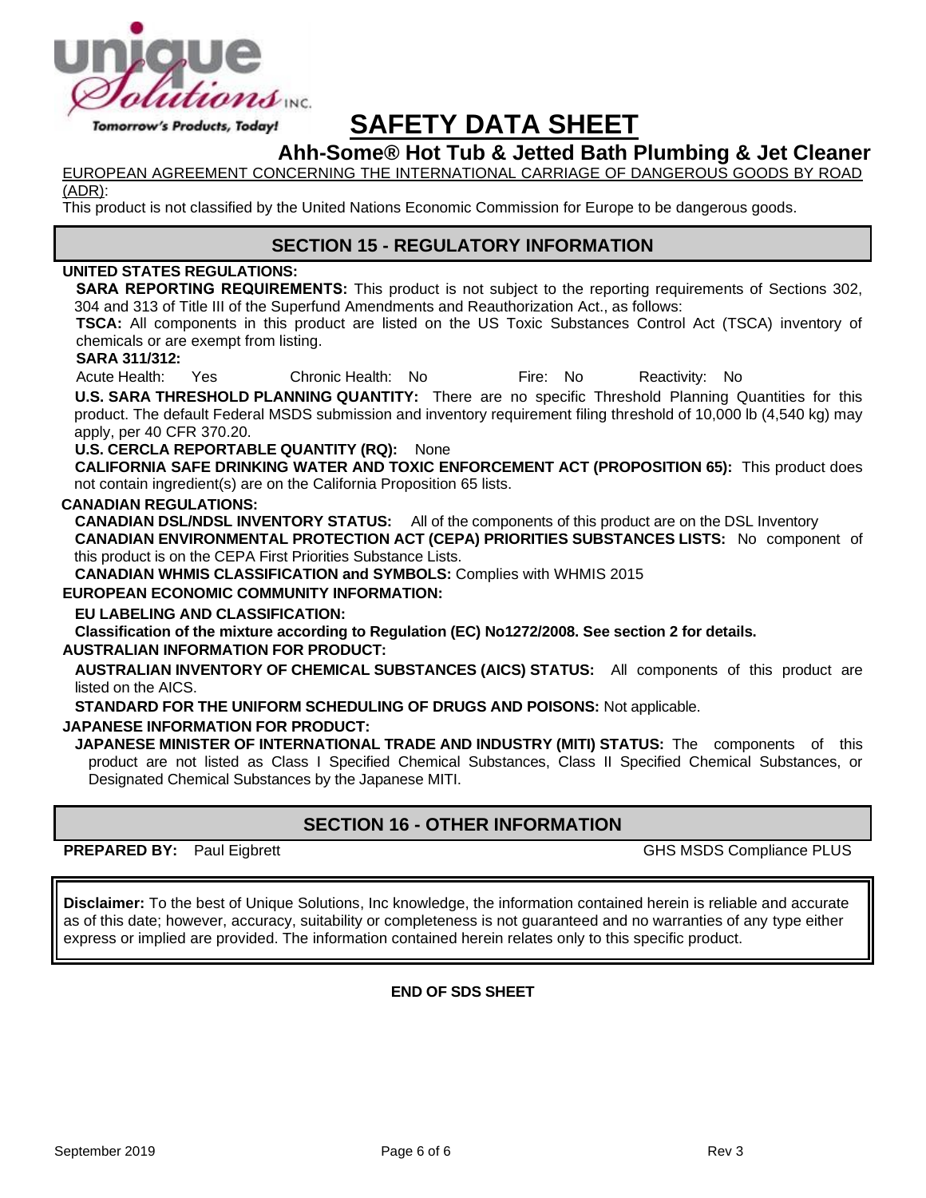**EUROPEAN AGREEMENT CONCERNING THE INTERNATIONAL CARRIAGE OF DANGEROUS GOODS BY ROAD (ADR):**

This product is not classified by the United Nations Economic Commission for Europe to be dangerous goods.

## SECTION 15 - REGULATORY INFORMATION

**UNITED STATES REGULATIONS:**

**SARA REPORTING REQUIREMENTS:** This product is not subject to the reporting requirements of Sections 302, 304 and 313 of Title III of the Superfund Amendments and Reauthorization Act., as follows:

**TSCA:** All components in this product are listed on the US Toxic Substances Control Act (TSCA) inventory of chemicals or are exempt from listing.

**SARA 311/312:**

Acute Health: Yes    Chronic Health: No    Fire: No    Reactivity: No

**U.S. SARA THRESHOLD PLANNING QUANTITY:** There are no specific Threshold Planning Quantities for this product. The default Federal MSDS submission and inventory requirement filing threshold of 10,000 lb (4,540 kg) may apply, per 40 CFR 370.20.

**U.S. CERCLA REPORTABLE QUANTITY (RQ):** None

**CALIFORNIA SAFE DRINKING WATER AND TOXIC ENFORCEMENT ACT (PROPOSITION 65):** This product does not contain ingredient(s) are on the California Proposition 65 lists.

**CANADIAN REGULATIONS:**

**CANADIAN DSL/NDSL INVENTORY STATUS:** All of the components of this product are on the DSL Inventory

**CANADIAN ENVIRONMENTAL PROTECTION ACT (CEPA) PRIORITIES SUBSTANCES LISTS:** No component of this product is on the CEPA First Priorities Substance Lists.

**CANADIAN WHMIS CLASSIFICATION and SYMBOLS:** Complies with WHMIS 2015

**EUROPEAN ECONOMIC COMMUNITY INFORMATION:**

**EU LABELING AND CLASSIFICATION:**

**Classification of the mixture according to Regulation (EC) No1272/2008. See section 2 for details.**

**AUSTRALIAN INFORMATION FOR PRODUCT:**

**AUSTRALIAN INVENTORY OF CHEMICAL SUBSTANCES (AICS) STATUS:** All components of this product are listed on the AICS.

**STANDARD FOR THE UNIFORM SCHEDULING OF DRUGS AND POISONS:** Not applicable.

**JAPANESE INFORMATION FOR PRODUCT:**

**JAPANESE MINISTER OF INTERNATIONAL TRADE AND INDUSTRY (MITI) STATUS:** The components of this product are not listed as Class I Specified Chemical Substances, Class II Specified Chemical Substances, or Designated Chemical Substances by the Japanese MITI.

## SECTION 16 - OTHER INFORMATION

**PREPARED BY:** Paul Eigbrett    GHS MSDS Compliance PLUS

**Disclaimer:** To the best of Unique Solutions, Inc knowledge, the information contained herein is reliable and accurate as of this date; however, accuracy, suitability or completeness is not guaranteed and no warranties of any type either express or implied are provided. The information contained herein relates only to this specific product.

**END OF SDS SHEET**